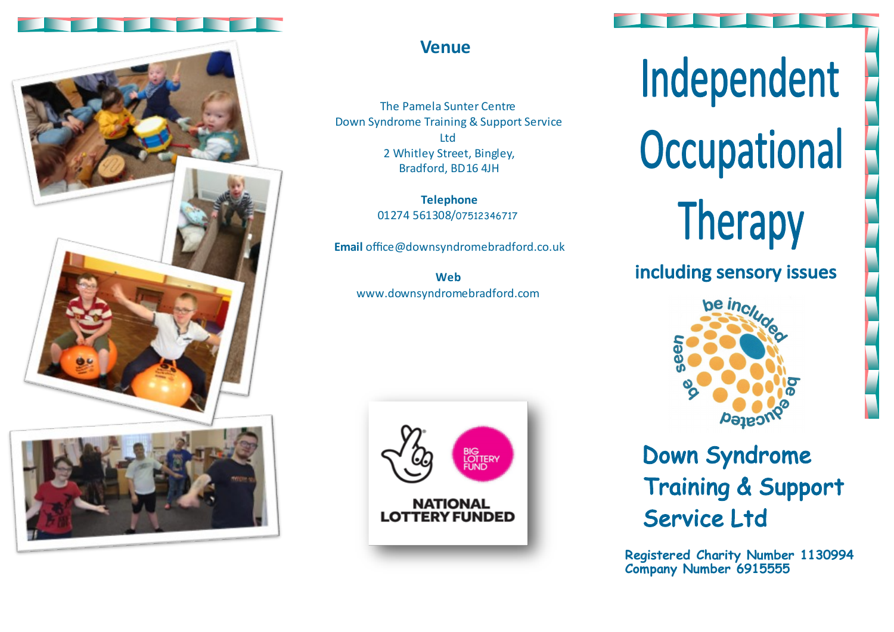## Venue

The Pamela Sunter Centre
Down Syndrome Training & Support Service Ltd
2 Whitley Street, Bingley,
Bradford, BD16 4JH

**Telephone**
01274 561308/07512346717

**Email** office@downsyndromebradford.co.uk

**Web**
www.downsyndromebradford.com

NATIONAL LOTTERY FUNDED

BIG LOTTERY FUND

# Independent Occupational Therapy

## including sensory issues

be included · be seen · be educated

**Down Syndrome Training & Support Service Ltd**

**Registered Charity Number 1130994**
**Company Number 6915555**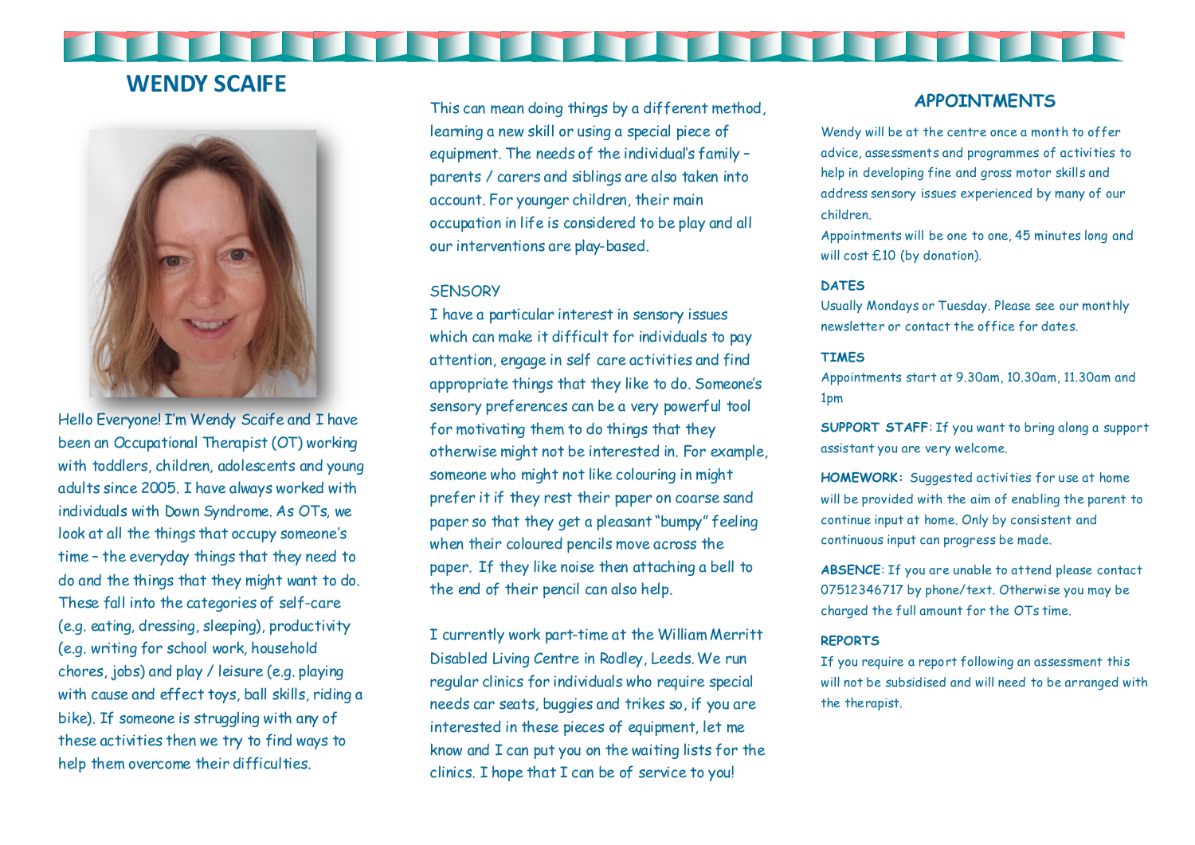## WENDY SCAIFE

Hello Everyone! I'm Wendy Scaife and I have been an Occupational Therapist (OT) working with toddlers, children, adolescents and young adults since 2005. I have always worked with individuals with Down Syndrome. As OTs, we look at all the things that occupy someone's time – the everyday things that they need to do and the things that they might want to do. These fall into the categories of self-care (e.g. eating, dressing, sleeping), productivity (e.g. writing for school work, household chores, jobs) and play / leisure (e.g. playing with cause and effect toys, ball skills, riding a bike). If someone is struggling with any of these activities then we try to find ways to help them overcome their difficulties.

This can mean doing things by a different method, learning a new skill or using a special piece of equipment. The needs of the individual's family – parents / carers and siblings are also taken into account. For younger children, their main occupation in life is considered to be play and all our interventions are play-based.

SENSORY

I have a particular interest in sensory issues which can make it difficult for individuals to pay attention, engage in self care activities and find appropriate things that they like to do. Someone's sensory preferences can be a very powerful tool for motivating them to do things that they otherwise might not be interested in. For example, someone who might not like colouring in might prefer it if they rest their paper on coarse sand paper so that they get a pleasant "bumpy" feeling when their coloured pencils move across the paper. If they like noise then attaching a bell to the end of their pencil can also help.

I currently work part-time at the William Merritt Disabled Living Centre in Rodley, Leeds. We run regular clinics for individuals who require special needs car seats, buggies and trikes so, if you are interested in these pieces of equipment, let me know and I can put you on the waiting lists for the clinics. I hope that I can be of service to you!

## APPOINTMENTS

Wendy will be at the centre once a month to offer advice, assessments and programmes of activities to help in developing fine and gross motor skills and address sensory issues experienced by many of our children.

Appointments will be one to one, 45 minutes long and will cost £10 (by donation).

**DATES**

Usually Mondays or Tuesday. Please see our monthly newsletter or contact the office for dates.

**TIMES**

Appointments start at 9.30am, 10.30am, 11.30am and 1pm

**SUPPORT STAFF**: If you want to bring along a support assistant you are very welcome.

**HOMEWORK:** Suggested activities for use at home will be provided with the aim of enabling the parent to continue input at home. Only by consistent and continuous input can progress be made.

**ABSENCE**: If you are unable to attend please contact 07512346717 by phone/text. Otherwise you may be charged the full amount for the OTs time.

**REPORTS**

If you require a report following an assessment this will not be subsidised and will need to be arranged with the therapist.